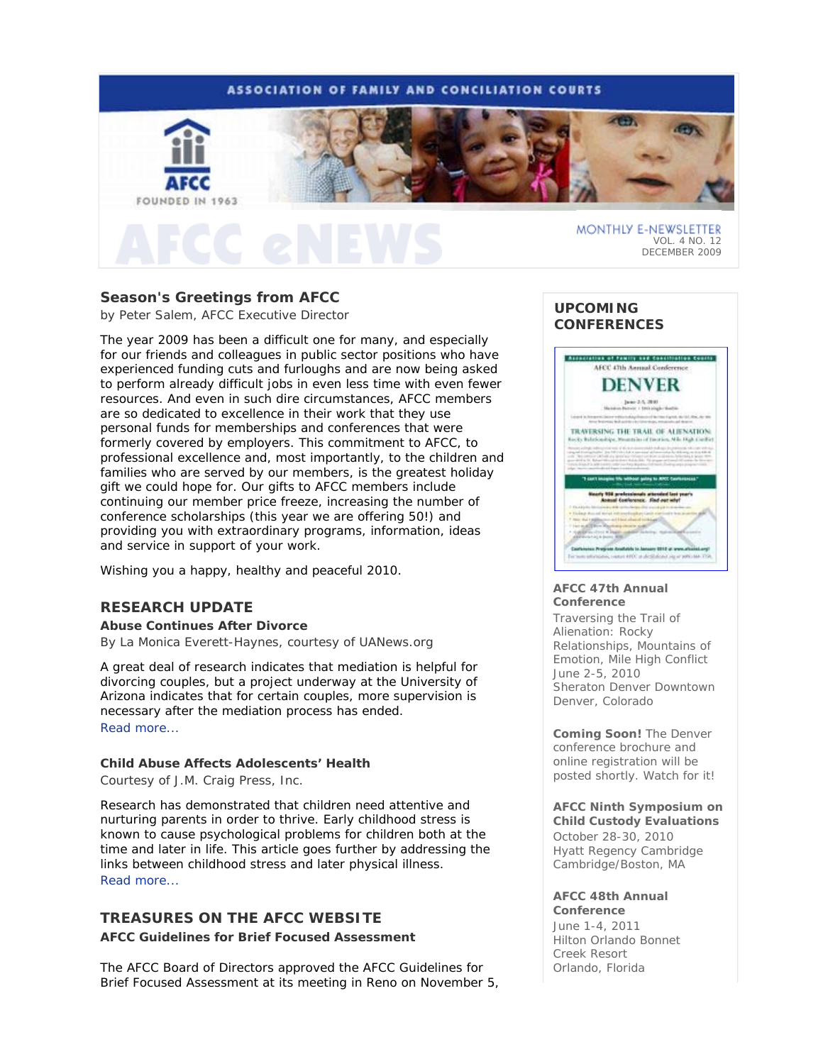ASSOCIATION OF FAMILY AND CONCILIATION COURTS

AFCC

FOUNDED IN 1963

# AFCC eNEWS

MONTHLY E-NEWSLETTER
VOL. 4 NO. 12
DECEMBER 2009

## Season's Greetings from AFCC

by Peter Salem, AFCC Executive Director

The year 2009 has been a difficult one for many, and especially for our friends and colleagues in public sector positions who have experienced funding cuts and furloughs and are now being asked to perform already difficult jobs in even less time with even fewer resources. And even in such dire circumstances, AFCC members are so dedicated to excellence in their work that they use personal funds for memberships and conferences that were formerly covered by employers. This commitment to AFCC, to professional excellence and, most importantly, to the children and families who are served by our members, is the greatest holiday gift we could hope for. Our gifts to AFCC members include continuing our member price freeze, increasing the number of conference scholarships (this year we are offering 50!) and providing you with extraordinary programs, information, ideas and service in support of your work.

Wishing you a happy, healthy and peaceful 2010.

## RESEARCH UPDATE

### Abuse Continues After Divorce

By La Monica Everett-Haynes, courtesy of UANews.org

A great deal of research indicates that mediation is helpful for divorcing couples, but a project underway at the University of Arizona indicates that for certain couples, more supervision is necessary after the mediation process has ended.
Read more...

### Child Abuse Affects Adolescents' Health

Courtesy of J.M. Craig Press, Inc.

Research has demonstrated that children need attentive and nurturing parents in order to thrive. Early childhood stress is known to cause psychological problems for children both at the time and later in life. This article goes further by addressing the links between childhood stress and later physical illness.
Read more...

## TREASURES ON THE AFCC WEBSITE

### AFCC Guidelines for Brief Focused Assessment

The AFCC Board of Directors approved the AFCC Guidelines for Brief Focused Assessment at its meeting in Reno on November 5,

## UPCOMING CONFERENCES

**AFCC 47th Annual Conference**
Traversing the Trail of Alienation: Rocky Relationships, Mountains of Emotion, Mile High Conflict
June 2-5, 2010
Sheraton Denver Downtown
Denver, Colorado

**Coming Soon!** The Denver conference brochure and online registration will be posted shortly. Watch for it!

**AFCC Ninth Symposium on Child Custody Evaluations**
October 28-30, 2010
Hyatt Regency Cambridge
Cambridge/Boston, MA

**AFCC 48th Annual Conference**
June 1-4, 2011
Hilton Orlando Bonnet Creek Resort
Orlando, Florida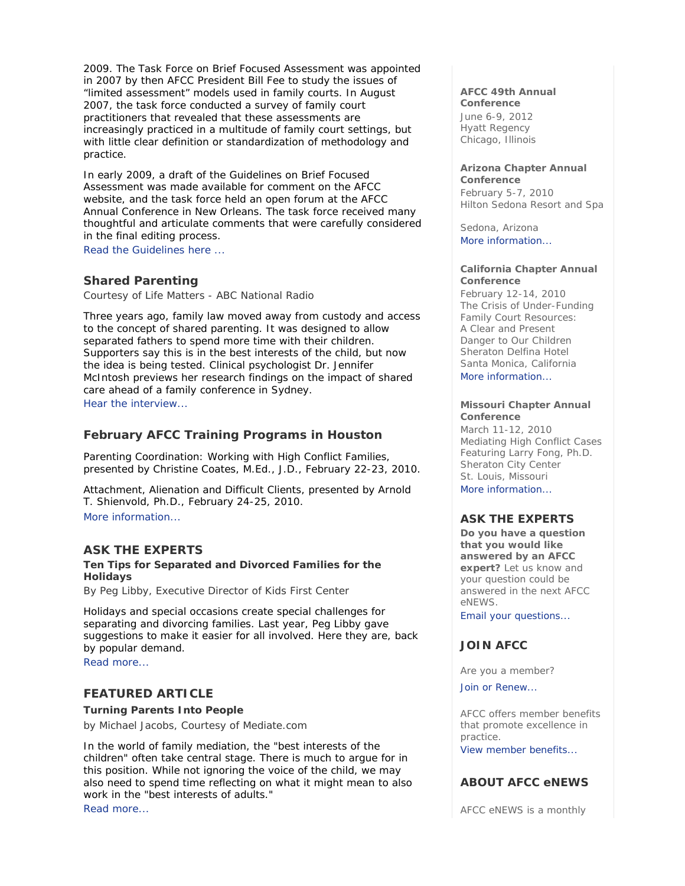2009. The Task Force on Brief Focused Assessment was appointed in 2007 by then AFCC President Bill Fee to study the issues of "limited assessment" models used in family courts. In August 2007, the task force conducted a survey of family court practitioners that revealed that these assessments are increasingly practiced in a multitude of family court settings, but with little clear definition or standardization of methodology and practice.

In early 2009, a draft of the Guidelines on Brief Focused Assessment was made available for comment on the AFCC website, and the task force held an open forum at the AFCC Annual Conference in New Orleans. The task force received many thoughtful and articulate comments that were carefully considered in the final editing process.

Read the Guidelines here ...

## Shared Parenting

Courtesy of Life Matters - ABC National Radio

Three years ago, family law moved away from custody and access to the concept of shared parenting. It was designed to allow separated fathers to spend more time with their children. Supporters say this is in the best interests of the child, but now the idea is being tested. Clinical psychologist Dr. Jennifer McIntosh previews her research findings on the impact of shared care ahead of a family conference in Sydney.

Hear the interview...

## February AFCC Training Programs in Houston

Parenting Coordination: Working with High Conflict Families, presented by Christine Coates, M.Ed., J.D., February 22-23, 2010.

Attachment, Alienation and Difficult Clients, presented by Arnold T. Shienvold, Ph.D., February 24-25, 2010.

More information...

## ASK THE EXPERTS

**Ten Tips for Separated and Divorced Families for the Holidays**

By Peg Libby, Executive Director of Kids First Center

Holidays and special occasions create special challenges for separating and divorcing families. Last year, Peg Libby gave suggestions to make it easier for all involved. Here they are, back by popular demand.

Read more...

## FEATURED ARTICLE

**Turning Parents Into People**

by Michael Jacobs, Courtesy of Mediate.com

In the world of family mediation, the "best interests of the children" often take central stage. There is much to argue for in this position. While not ignoring the voice of the child, we may also need to spend time reflecting on what it might mean to also work in the "best interests of adults."

Read more...

**AFCC 49th Annual Conference**
June 6-9, 2012
Hyatt Regency
Chicago, Illinois

**Arizona Chapter Annual Conference**
February 5-7, 2010
Hilton Sedona Resort and Spa

Sedona, Arizona
More information...

**California Chapter Annual Conference**
February 12-14, 2010
The Crisis of Under-Funding Family Court Resources: A Clear and Present Danger to Our Children
Sheraton Delfina Hotel
Santa Monica, California
More information...

**Missouri Chapter Annual Conference**
March 11-12, 2010
Mediating High Conflict Cases
Featuring Larry Fong, Ph.D.
Sheraton City Center
St. Louis, Missouri
More information...

## ASK THE EXPERTS

**Do you have a question that you would like answered by an AFCC expert?** Let us know and your question could be answered in the next AFCC eNEWS.

Email your questions...

## JOIN AFCC

Are you a member?

Join or Renew...

AFCC offers member benefits that promote excellence in practice.

View member benefits...

## ABOUT AFCC eNEWS

AFCC eNEWS is a monthly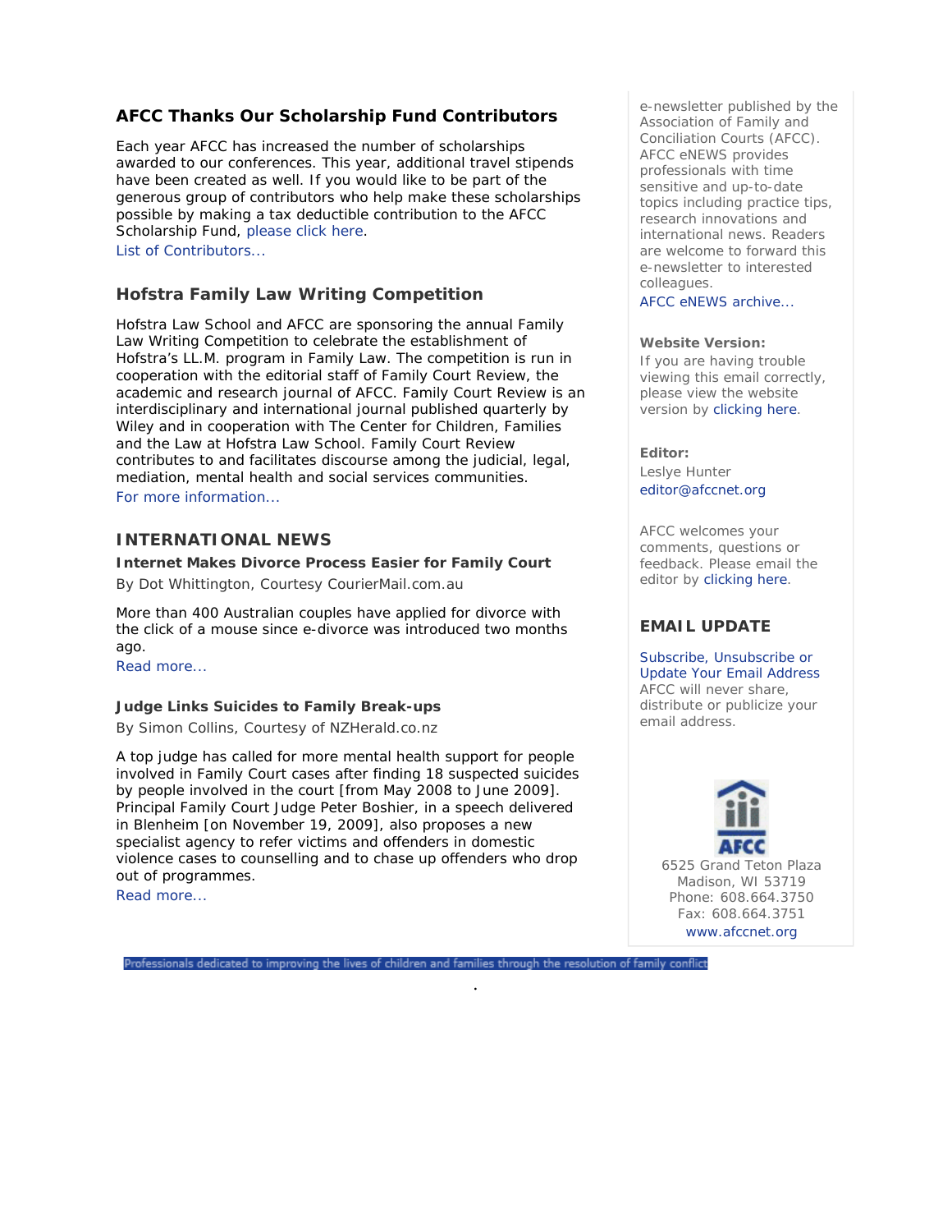## AFCC Thanks Our Scholarship Fund Contributors

Each year AFCC has increased the number of scholarships awarded to our conferences. This year, additional travel stipends have been created as well. If you would like to be part of the generous group of contributors who help make these scholarships possible by making a tax deductible contribution to the AFCC Scholarship Fund, please click here.

List of Contributors...

### Hofstra Family Law Writing Competition

Hofstra Law School and AFCC are sponsoring the annual Family Law Writing Competition to celebrate the establishment of Hofstra's LL.M. program in Family Law. The competition is run in cooperation with the editorial staff of Family Court Review, the academic and research journal of AFCC. Family Court Review is an interdisciplinary and international journal published quarterly by Wiley and in cooperation with The Center for Children, Families and the Law at Hofstra Law School. Family Court Review contributes to and facilitates discourse among the judicial, legal, mediation, mental health and social services communities.

For more information...

## INTERNATIONAL NEWS

**Internet Makes Divorce Process Easier for Family Court**

By Dot Whittington, Courtesy CourierMail.com.au

More than 400 Australian couples have applied for divorce with the click of a mouse since e-divorce was introduced two months ago.

Read more...

**Judge Links Suicides to Family Break-ups**

By Simon Collins, Courtesy of NZHerald.co.nz

A top judge has called for more mental health support for people involved in Family Court cases after finding 18 suspected suicides by people involved in the court [from May 2008 to June 2009]. Principal Family Court Judge Peter Boshier, in a speech delivered in Blenheim [on November 19, 2009], also proposes a new specialist agency to refer victims and offenders in domestic violence cases to counselling and to chase up offenders who drop out of programmes.

Read more...

e-newsletter published by the Association of Family and Conciliation Courts (AFCC). AFCC eNEWS provides professionals with time sensitive and up-to-date topics including practice tips, research innovations and international news. Readers are welcome to forward this e-newsletter to interested colleagues.

AFCC eNEWS archive...

**Website Version:**

If you are having trouble viewing this email correctly, please view the website version by clicking here.

**Editor:**

Leslye Hunter
editor@afccnet.org

AFCC welcomes your comments, questions or feedback. Please email the editor by clicking here.

## EMAIL UPDATE

Subscribe, Unsubscribe or Update Your Email Address

AFCC will never share, distribute or publicize your email address.

AFCC

6525 Grand Teton Plaza
Madison, WI 53719
Phone: 608.664.3750
Fax: 608.664.3751
www.afccnet.org

Professionals dedicated to improving the lives of children and families through the resolution of family conflict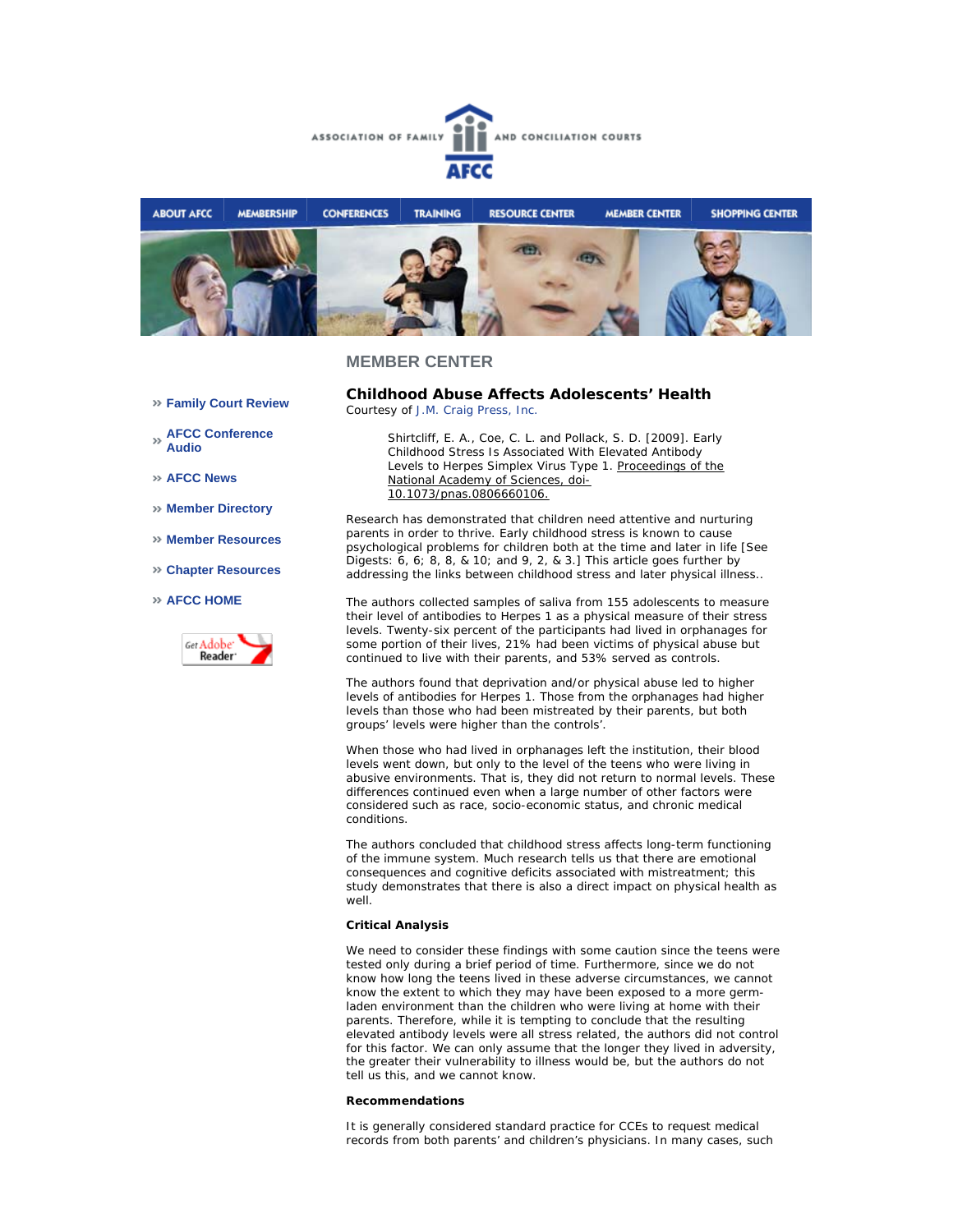ASSOCIATION OF FAMILY AND CONCILIATION COURTS

AFCC

ABOUT AFCC | MEMBERSHIP | CONFERENCES | TRAINING | RESOURCE CENTER | MEMBER CENTER | SHOPPING CENTER

- » Family Court Review
- » AFCC Conference Audio
- » AFCC News
- » Member Directory
- » Member Resources
- » Chapter Resources
- » AFCC HOME

Get Adobe Reader

## MEMBER CENTER

### Childhood Abuse Affects Adolescents' Health

Courtesy of J.M. Craig Press, Inc.

> Shirtcliff, E. A., Coe, C. L. and Pollack, S. D. [2009]. Early Childhood Stress Is Associated With Elevated Antibody Levels to Herpes Simplex Virus Type 1. Proceedings of the National Academy of Sciences, doi-10.1073/pnas.0806660106.

Research has demonstrated that children need attentive and nurturing parents in order to thrive. Early childhood stress is known to cause psychological problems for children both at the time and later in life [See Digests: 6, 6; 8, 8, & 10; and 9, 2, & 3.] This article goes further by addressing the links between childhood stress and later physical illness..

The authors collected samples of saliva from 155 adolescents to measure their level of antibodies to Herpes 1 as a physical measure of their stress levels. Twenty-six percent of the participants had lived in orphanages for some portion of their lives, 21% had been victims of physical abuse but continued to live with their parents, and 53% served as controls.

The authors found that deprivation and/or physical abuse led to higher levels of antibodies for Herpes 1. Those from the orphanages had higher levels than those who had been mistreated by their parents, but both groups' levels were higher than the controls'.

When those who had lived in orphanages left the institution, their blood levels went down, but only to the level of the teens who were living in abusive environments. That is, they did not return to normal levels. These differences continued even when a large number of other factors were considered such as race, socio-economic status, and chronic medical conditions.

The authors concluded that childhood stress affects long-term functioning of the immune system. Much research tells us that there are emotional consequences and cognitive deficits associated with mistreatment; this study demonstrates that there is also a direct impact on physical health as well.

**Critical Analysis**

We need to consider these findings with some caution since the teens were tested only during a brief period of time. Furthermore, since we do not know how long the teens lived in these adverse circumstances, we cannot know the extent to which they may have been exposed to a more germ-laden environment than the children who were living at home with their parents. Therefore, while it is tempting to conclude that the resulting elevated antibody levels were all stress related, the authors did not control for this factor. We can only assume that the longer they lived in adversity, the greater their vulnerability to illness would be, but the authors do not tell us this, and we cannot know.

**Recommendations**

It is generally considered standard practice for CCEs to request medical records from both parents' and children's physicians. In many cases, such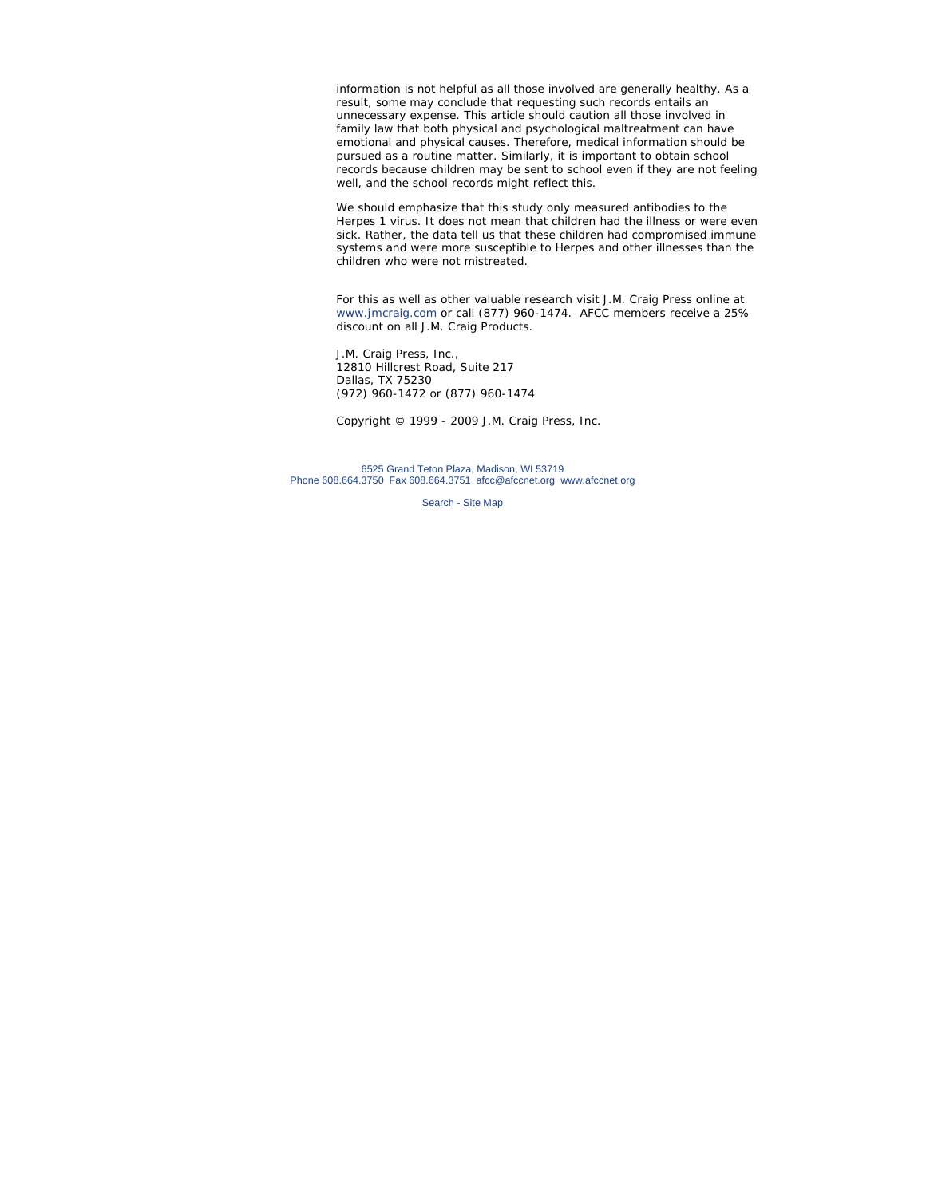information is not helpful as all those involved are generally healthy. As a result, some may conclude that requesting such records entails an unnecessary expense. This article should caution all those involved in family law that both physical and psychological maltreatment can have emotional and physical causes. Therefore, medical information should be pursued as a routine matter. Similarly, it is important to obtain school records because children may be sent to school even if they are not feeling well, and the school records might reflect this.

We should emphasize that this study only measured antibodies to the Herpes 1 virus. It does not mean that children had the illness or were even sick. Rather, the data tell us that these children had compromised immune systems and were more susceptible to Herpes and other illnesses than the children who were not mistreated.

For this as well as other valuable research visit J.M. Craig Press online at www.jmcraig.com or call (877) 960-1474. AFCC members receive a 25% discount on all J.M. Craig Products.

J.M. Craig Press, Inc.,
12810 Hillcrest Road, Suite 217
Dallas, TX 75230
(972) 960-1472 or (877) 960-1474

Copyright © 1999 - 2009 J.M. Craig Press, Inc.

6525 Grand Teton Plaza, Madison, WI 53719
Phone 608.664.3750 Fax 608.664.3751 afcc@afccnet.org www.afccnet.org

Search - Site Map